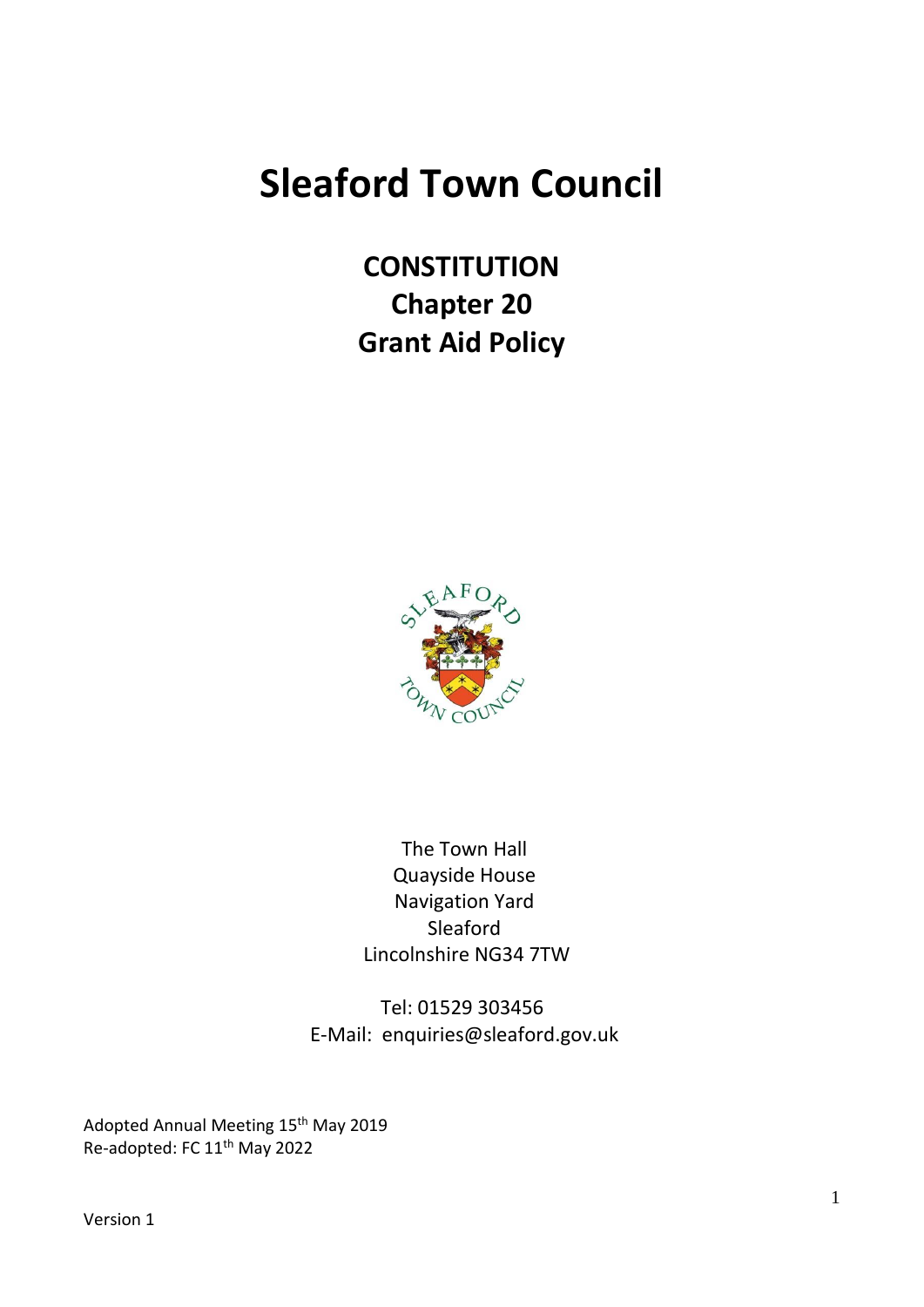# Sleaford Town Council

## CONSTITUTION
## Chapter 20
## Grant Aid Policy

The Town Hall
Quayside House
Navigation Yard
Sleaford
Lincolnshire NG34 7TW

Tel: 01529 303456
E-Mail: enquiries@sleaford.gov.uk

Adopted Annual Meeting 15th May 2019
Re-adopted: FC 11th May 2022

Version 1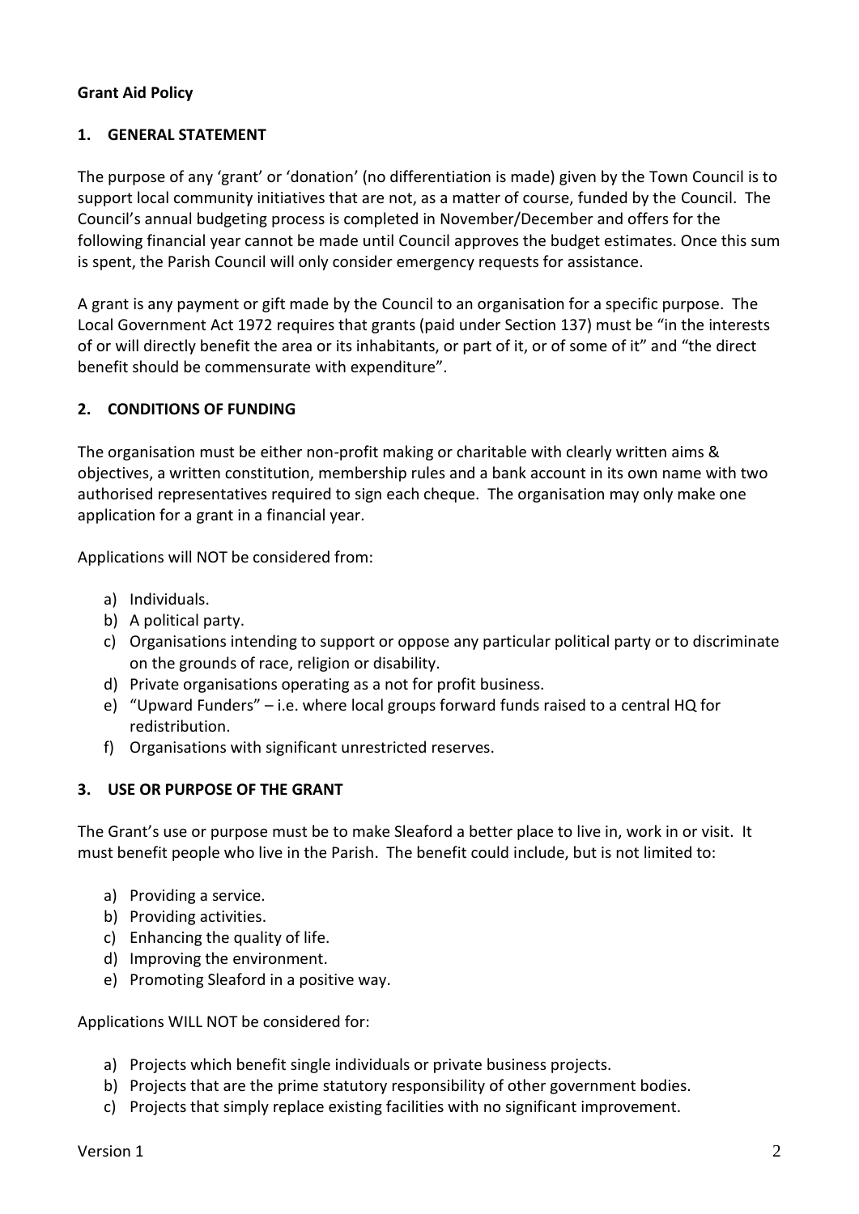**Grant Aid Policy**

## 1. GENERAL STATEMENT

The purpose of any 'grant' or 'donation' (no differentiation is made) given by the Town Council is to support local community initiatives that are not, as a matter of course, funded by the Council. The Council's annual budgeting process is completed in November/December and offers for the following financial year cannot be made until Council approves the budget estimates. Once this sum is spent, the Parish Council will only consider emergency requests for assistance.

A grant is any payment or gift made by the Council to an organisation for a specific purpose. The Local Government Act 1972 requires that grants (paid under Section 137) must be "in the interests of or will directly benefit the area or its inhabitants, or part of it, or of some of it" and "the direct benefit should be commensurate with expenditure".

## 2. CONDITIONS OF FUNDING

The organisation must be either non-profit making or charitable with clearly written aims & objectives, a written constitution, membership rules and a bank account in its own name with two authorised representatives required to sign each cheque. The organisation may only make one application for a grant in a financial year.

Applications will NOT be considered from:

a) Individuals.
b) A political party.
c) Organisations intending to support or oppose any particular political party or to discriminate on the grounds of race, religion or disability.
d) Private organisations operating as a not for profit business.
e) "Upward Funders" – i.e. where local groups forward funds raised to a central HQ for redistribution.
f) Organisations with significant unrestricted reserves.

## 3. USE OR PURPOSE OF THE GRANT

The Grant's use or purpose must be to make Sleaford a better place to live in, work in or visit. It must benefit people who live in the Parish. The benefit could include, but is not limited to:

a) Providing a service.
b) Providing activities.
c) Enhancing the quality of life.
d) Improving the environment.
e) Promoting Sleaford in a positive way.

Applications WILL NOT be considered for:

a) Projects which benefit single individuals or private business projects.
b) Projects that are the prime statutory responsibility of other government bodies.
c) Projects that simply replace existing facilities with no significant improvement.

Version 1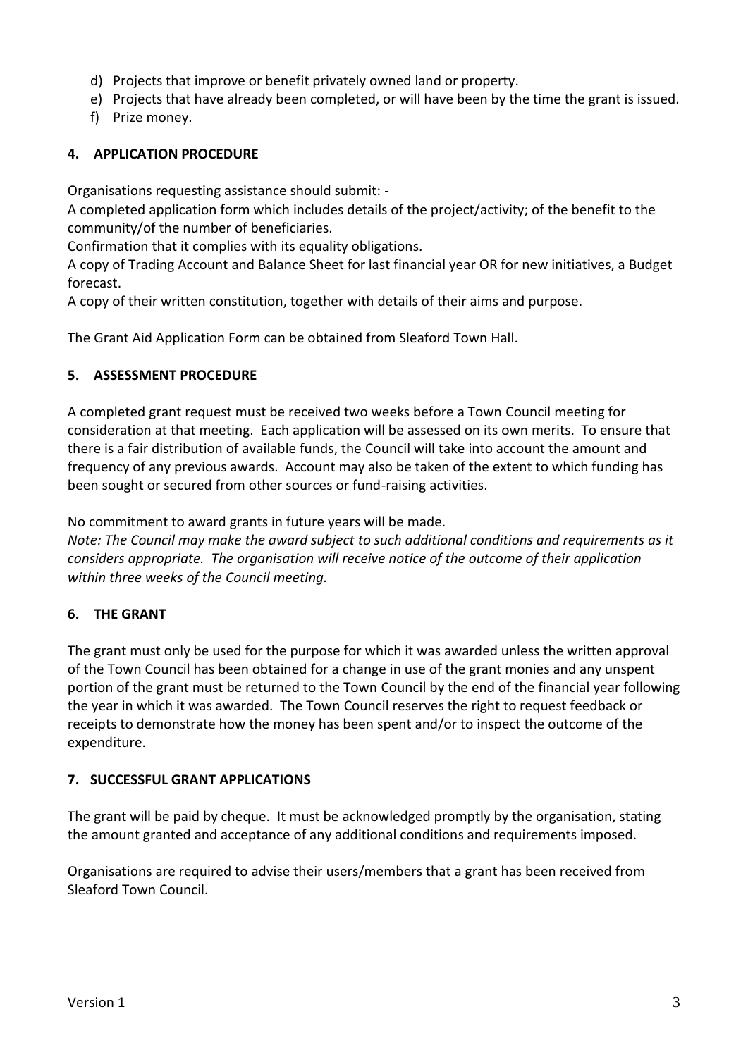d) Projects that improve or benefit privately owned land or property.
e) Projects that have already been completed, or will have been by the time the grant is issued.
f) Prize money.

## 4. APPLICATION PROCEDURE

Organisations requesting assistance should submit: -

A completed application form which includes details of the project/activity; of the benefit to the community/of the number of beneficiaries.

Confirmation that it complies with its equality obligations.

A copy of Trading Account and Balance Sheet for last financial year OR for new initiatives, a Budget forecast.

A copy of their written constitution, together with details of their aims and purpose.

The Grant Aid Application Form can be obtained from Sleaford Town Hall.

## 5. ASSESSMENT PROCEDURE

A completed grant request must be received two weeks before a Town Council meeting for consideration at that meeting. Each application will be assessed on its own merits. To ensure that there is a fair distribution of available funds, the Council will take into account the amount and frequency of any previous awards. Account may also be taken of the extent to which funding has been sought or secured from other sources or fund-raising activities.

No commitment to award grants in future years will be made.

*Note: The Council may make the award subject to such additional conditions and requirements as it considers appropriate. The organisation will receive notice of the outcome of their application within three weeks of the Council meeting.*

## 6. THE GRANT

The grant must only be used for the purpose for which it was awarded unless the written approval of the Town Council has been obtained for a change in use of the grant monies and any unspent portion of the grant must be returned to the Town Council by the end of the financial year following the year in which it was awarded. The Town Council reserves the right to request feedback or receipts to demonstrate how the money has been spent and/or to inspect the outcome of the expenditure.

## 7. SUCCESSFUL GRANT APPLICATIONS

The grant will be paid by cheque. It must be acknowledged promptly by the organisation, stating the amount granted and acceptance of any additional conditions and requirements imposed.

Organisations are required to advise their users/members that a grant has been received from Sleaford Town Council.

Version 1